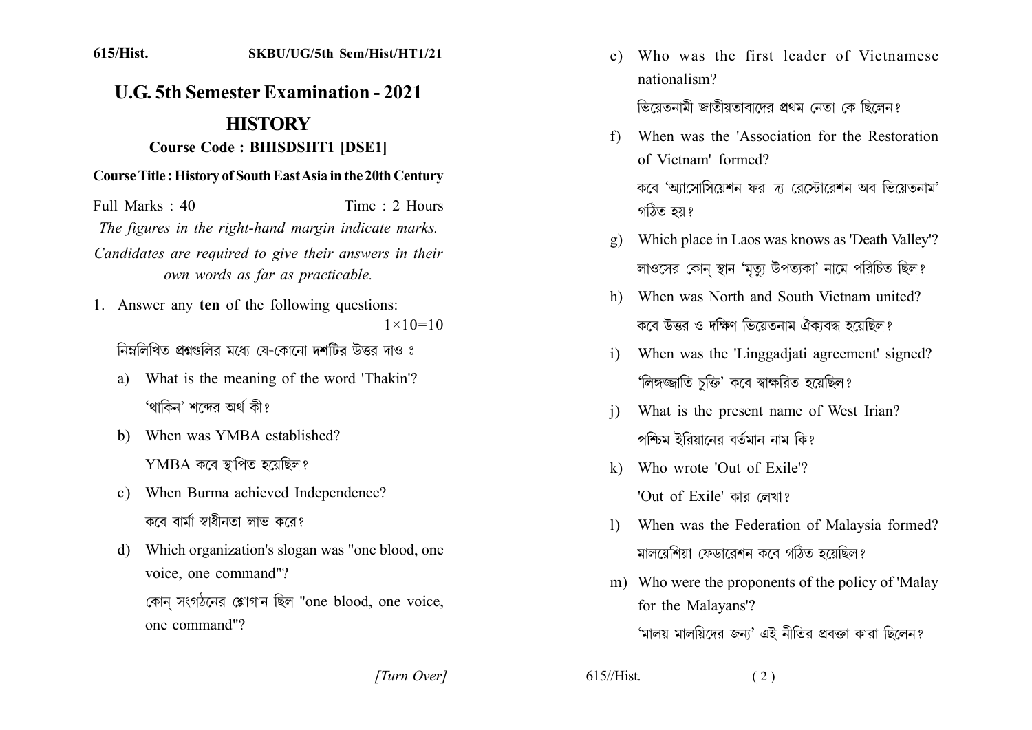615/Hist. SKBU/UG/5th Sem/Hist/HT1/21

# U.G. 5th Semester Examination - 2021

## HISTORY

### Course Code : BHISDSHT1 [DSE1]

**Course Title : History of South East Asia in the 20th Century**

Full Marks : 40 Time : 2 Hours

*The figures in the right-hand margin indicate marks.*

*Candidates are required to give their answers in their own words as far as practicable.*

1. Answer any **ten** of the following questions: $1\times10=10$

   নিম্নলিখিত প্রশ্নগুলির মধ্যে যে-কোনো **দশটির** উত্তর দাও ঃ

   a) What is the meaning of the word 'Thakin'?

   'থাকিন' শব্দের অর্থ কী?

   b) When was YMBA established?

   YMBA কবে স্থাপিত হয়েছিল?

   c) When Burma achieved Independence?

   কবে বার্মা স্বাধীনতা লাভ করে?

   d) Which organization's slogan was "one blood, one voice, one command"?

   কোন্ সংগঠনের শ্লোগান ছিল "one blood, one voice, one command"?

   e) Who was the first leader of Vietnamese nationalism?

   ভিয়েতনামী জাতীয়তাবাদের প্রথম নেতা কে ছিলেন?

   f) When was the 'Association for the Restoration of Vietnam' formed?

   কবে 'অ্যাসোসিয়েশন ফর দ্য রেস্টোরেশন অব ভিয়েতনাম' গঠিত হয়?

   g) Which place in Laos was knows as 'Death Valley'?

   লাওসের কোন্ স্থান 'মৃত্যু উপত্যকা' নামে পরিচিত ছিল?

   h) When was North and South Vietnam united?

   কবে উত্তর ও দক্ষিণ ভিয়েতনাম ঐক্যবদ্ধ হয়েছিল?

   i) When was the 'Linggadjati agreement' signed?

   'লিঙ্গজ্জাতি চুক্তি' কবে স্বাক্ষরিত হয়েছিল?

   j) What is the present name of West Irian?

   পশ্চিম ইরিয়ানের বর্তমান নাম কি?

   k) Who wrote 'Out of Exile'?

   'Out of Exile' কার লেখা?

   l) When was the Federation of Malaysia formed?

   মালয়েশিয়া ফেডারেশন কবে গঠিত হয়েছিল?

   m) Who were the proponents of the policy of 'Malay for the Malayans'?

   'মালয় মালয়িদের জন্য' এই নীতির প্রবক্তা কারা ছিলেন?

*[Turn Over]*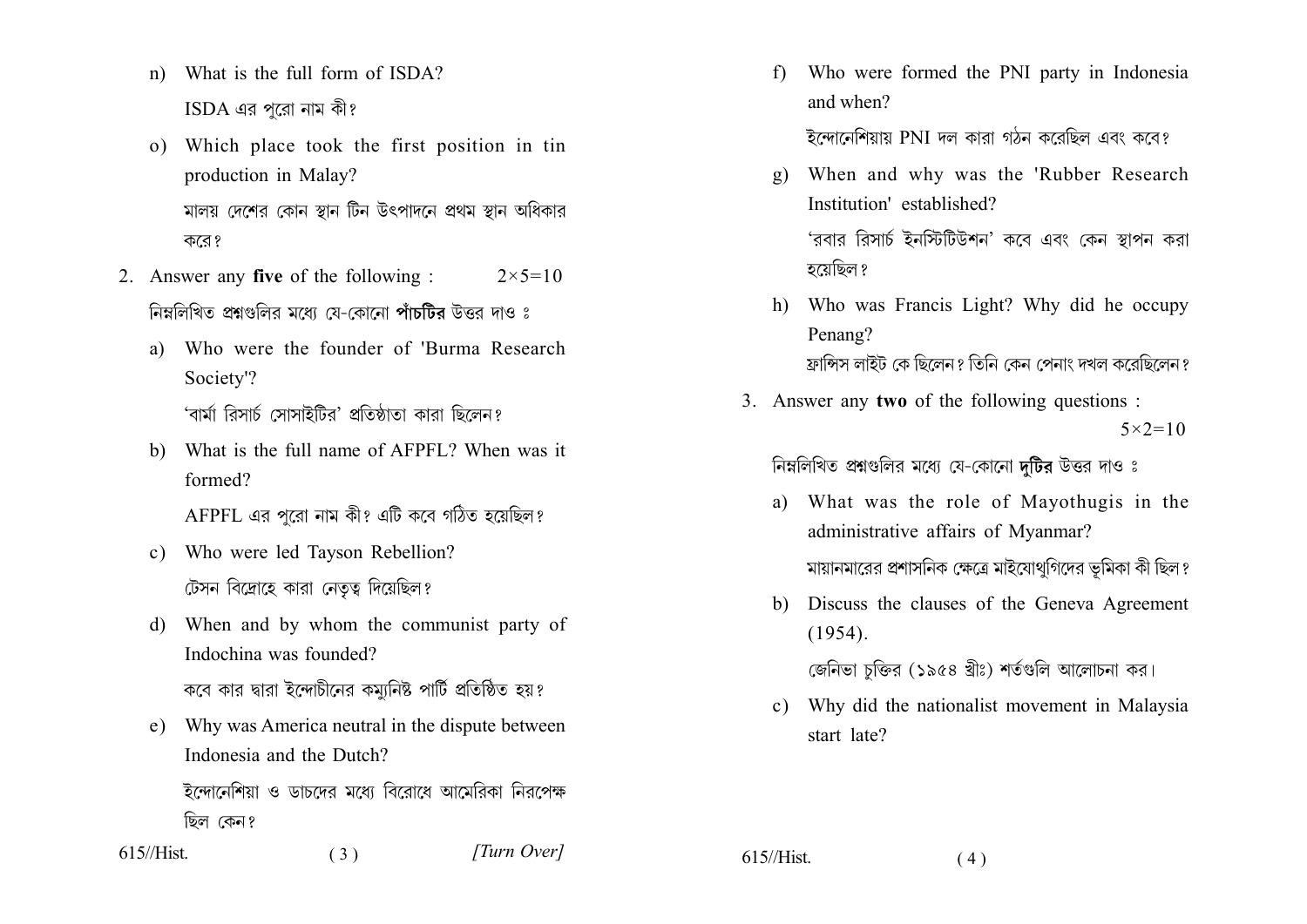n) What is the full form of ISDA?

ISDA এর পুরো নাম কী?

o) Which place took the first position in tin production in Malay?

মালয় দেশের কোন স্থান টিন উৎপাদনে প্রথম স্থান অধিকার করে?

2. Answer any **five** of the following : $2\times5=10$

নিম্নলিখিত প্রশ্নগুলির মধ্যে যে-কোনো **পাঁচটির** উত্তর দাও ঃ

a) Who were the founder of 'Burma Research Society'?

'বার্মা রিসার্চ সোসাইটির' প্রতিষ্ঠাতা কারা ছিলেন?

b) What is the full name of AFPFL? When was it formed?

AFPFL এর পুরো নাম কী? এটি কবে গঠিত হয়েছিল?

c) Who were led Tayson Rebellion?

টেসন বিদ্রোহে কারা নেতৃত্ব দিয়েছিল?

d) When and by whom the communist party of Indochina was founded?

কবে কার দ্বারা ইন্দোচীনের কম্যুনিষ্ট পার্টি প্রতিষ্ঠিত হয়?

e) Why was America neutral in the dispute between Indonesia and the Dutch?

ইন্দোনেশিয়া ও ডাচদের মধ্যে বিরোধে আমেরিকা নিরপেক্ষ ছিল কেন?

f) Who were formed the PNI party in Indonesia and when?

ইন্দোনেশিয়ায় PNI দল কারা গঠন করেছিল এবং কবে?

g) When and why was the 'Rubber Research Institution' established?

'রবার রিসার্চ ইনস্টিটিউশন' কবে এবং কেন স্থাপন করা হয়েছিল?

h) Who was Francis Light? Why did he occupy Penang?

ফ্রান্সিস লাইট কে ছিলেন? তিনি কেন পেনাং দখল করেছিলেন?

3. Answer any **two** of the following questions : $5\times2=10$

নিম্নলিখিত প্রশ্নগুলির মধ্যে যে-কোনো **দুটির** উত্তর দাও ঃ

a) What was the role of Mayothugis in the administrative affairs of Myanmar?

মায়ানমারের প্রশাসনিক ক্ষেত্রে মাইযোথুগিদের ভূমিকা কী ছিল?

b) Discuss the clauses of the Geneva Agreement (1954).

জেনিভা চুক্তির (১৯৫৪ খ্রীঃ) শর্তগুলি আলোচনা কর।

c) Why did the nationalist movement in Malaysia start late?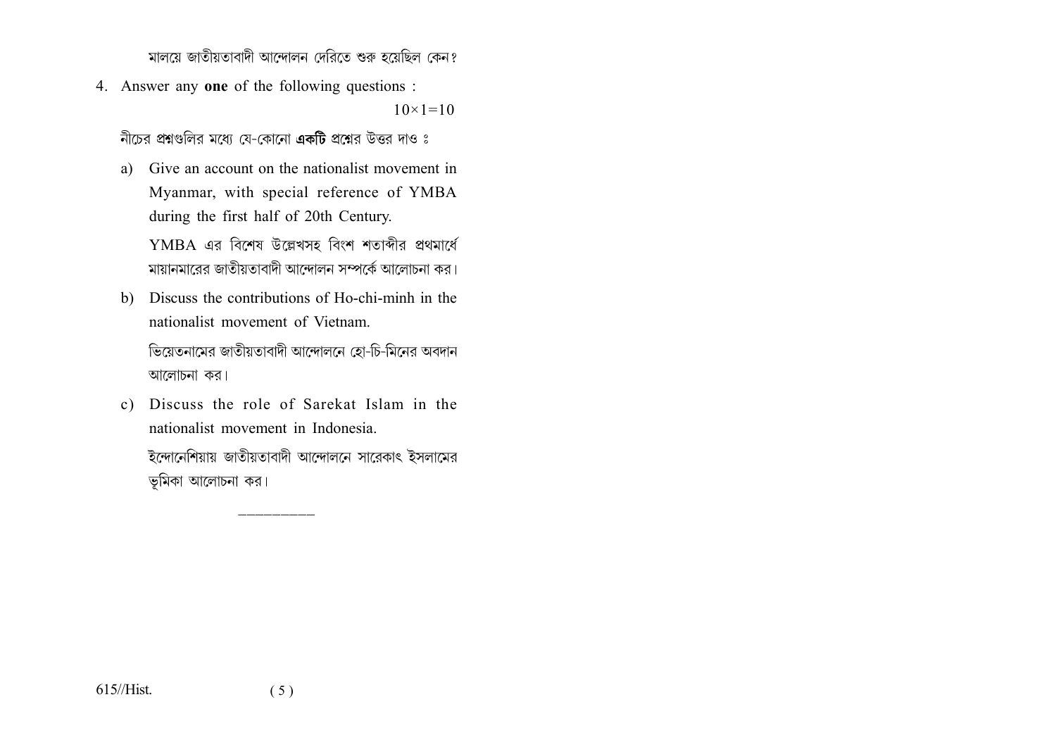মালয়ে জাতীয়তাবাদী আন্দোলন দেরিতে শুরু হয়েছিল কেন?

4. Answer any **one** of the following questions : $10\times1=10$

নীচের প্রশ্নগুলির মধ্যে যে-কোনো **একটি** প্রশ্নের উত্তর দাও ঃ

a) Give an account on the nationalist movement in Myanmar, with special reference of YMBA during the first half of 20th Century.

YMBA এর বিশেষ উল্লেখসহ বিংশ শতাব্দীর প্রথমার্ধে মায়ানমারের জাতীয়তাবাদী আন্দোলন সম্পর্কে আলোচনা কর।

b) Discuss the contributions of Ho-chi-minh in the nationalist movement of Vietnam.

ভিয়েতনামের জাতীয়তাবাদী আন্দোলনে হো-চি-মিনের অবদান আলোচনা কর।

c) Discuss the role of Sarekat Islam in the nationalist movement in Indonesia.

ইন্দোনেশিয়ায় জাতীয়তাবাদী আন্দোলনে সারেকাৎ ইসলামের ভূমিকা আলোচনা কর।

---